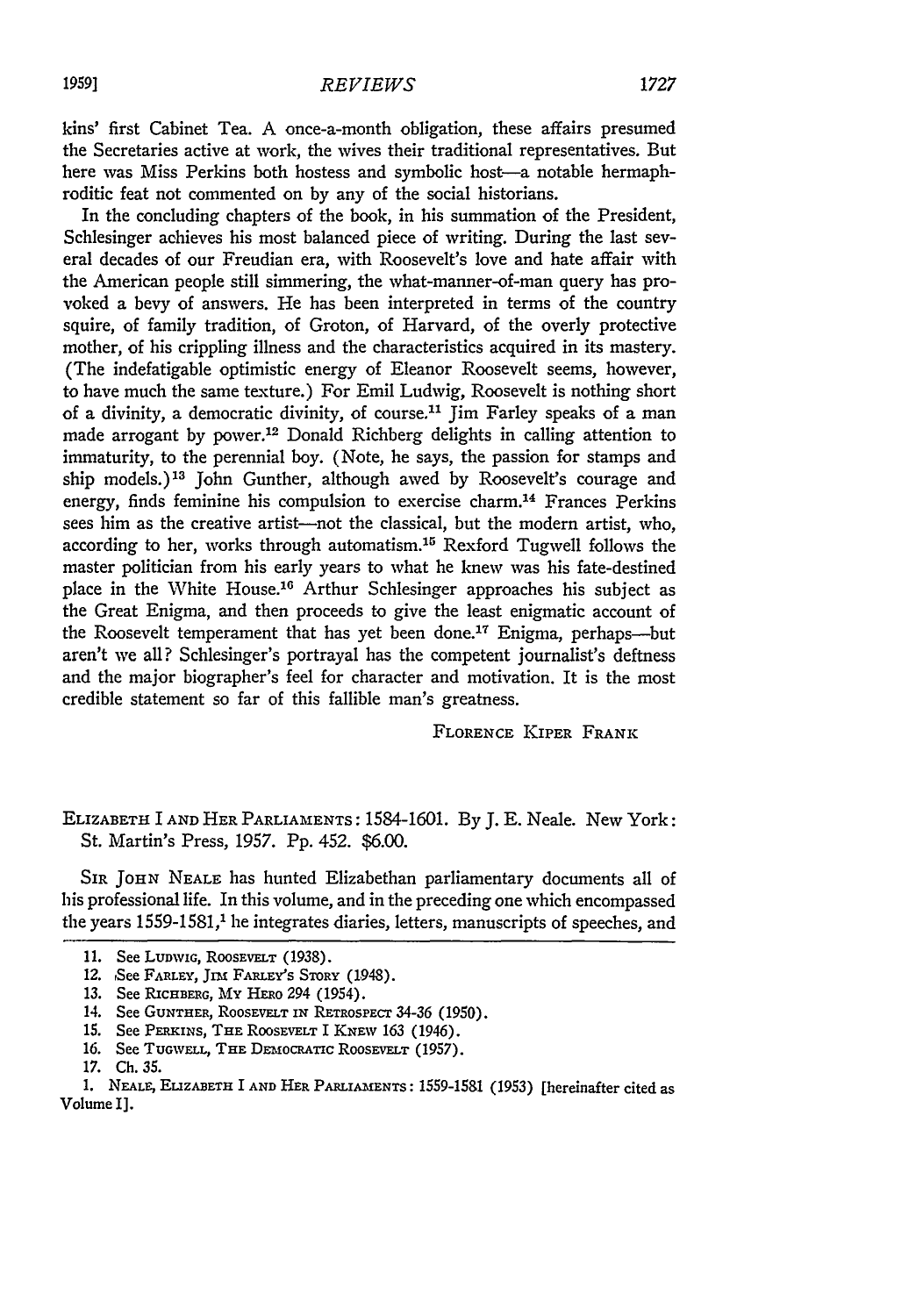kins' first Cabinet Tea. A once-a-month obligation, these affairs presumed the Secretaries active at work, the wives their traditional representatives. But here was Miss Perkins both hostess and symbolic host—a notable hermaphroditic feat not commented on by any of the social historians.

In the concluding chapters of the book, in his summation of the President, Schlesinger achieves his most balanced piece of writing. During the last several decades of our Freudian era, with Roosevelt's love and hate affair with the American people still simmering, the what-manner-of-man query has provoked a bevy of answers. He has been interpreted in terms of the country squire, of family tradition, of Groton, of Harvard, of the overly protective mother, of his crippling illness and the characteristics acquired in its mastery. (The indefatigable optimistic energy of Eleanor Roosevelt seems, however, to have much the same texture.) For Emil Ludwig, Roosevelt is nothing short of a divinity, a democratic divinity, of course.[11] Jim Farley speaks of a man made arrogant by power.[12] Donald Richberg delights in calling attention to immaturity, to the perennial boy. (Note, he says, the passion for stamps and ship models.)[13] John Gunther, although awed by Roosevelt's courage and energy, finds feminine his compulsion to exercise charm.[14] Frances Perkins sees him as the creative artist—not the classical, but the modern artist, who, according to her, works through automatism.[15] Rexford Tugwell follows the master politician from his early years to what he knew was his fate-destined place in the White House.[16] Arthur Schlesinger approaches his subject as the Great Enigma, and then proceeds to give the least enigmatic account of the Roosevelt temperament that has yet been done.[17] Enigma, perhaps—but aren't we all? Schlesinger's portrayal has the competent journalist's deftness and the major biographer's feel for character and motivation. It is the most credible statement so far of this fallible man's greatness.

FLORENCE KIPER FRANK

ELIZABETH I AND HER PARLIAMENTS: 1584-1601. By J. E. Neale. New York: St. Martin's Press, 1957. Pp. 452. $6.00.

SIR JOHN NEALE has hunted Elizabethan parliamentary documents all of his professional life. In this volume, and in the preceding one which encompassed the years 1559-1581,[1] he integrates diaries, letters, manuscripts of speeches, and

---

11. See LUDWIG, ROOSEVELT (1938).
12. See FARLEY, JIM FARLEY'S STORY (1948).
13. See RICHBERG, MY HERO 294 (1954).
14. See GUNTHER, ROOSEVELT IN RETROSPECT 34-36 (1950).
15. See PERKINS, THE ROOSEVELT I KNEW 163 (1946).
16. See TUGWELL, THE DEMOCRATIC ROOSEVELT (1957).
17. Ch. 35.

1. NEALE, ELIZABETH I AND HER PARLIAMENTS: 1559-1581 (1953) [hereinafter cited as Volume I].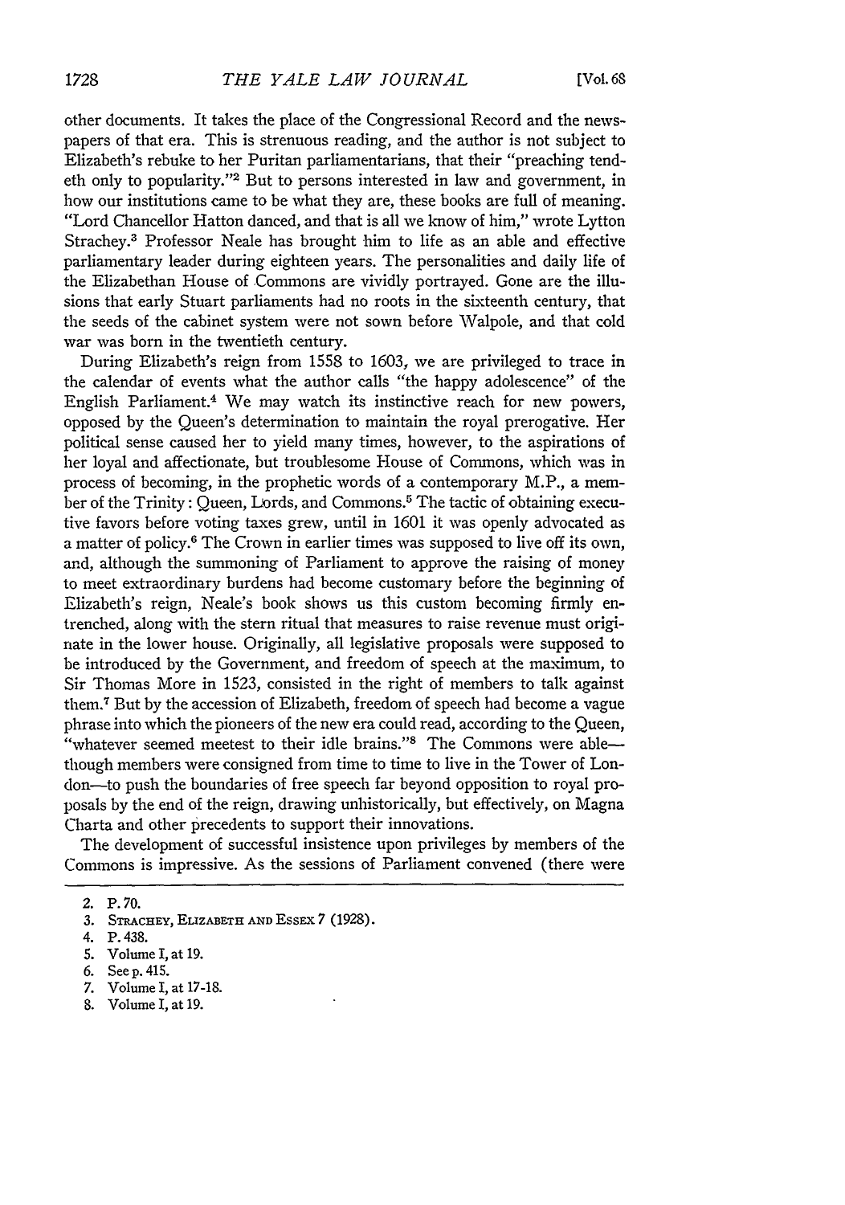other documents. It takes the place of the Congressional Record and the newspapers of that era. This is strenuous reading, and the author is not subject to Elizabeth's rebuke to her Puritan parliamentarians, that their "preaching tendeth only to popularity."[2] But to persons interested in law and government, in how our institutions came to be what they are, these books are full of meaning. "Lord Chancellor Hatton danced, and that is all we know of him," wrote Lytton Strachey.[3] Professor Neale has brought him to life as an able and effective parliamentary leader during eighteen years. The personalities and daily life of the Elizabethan House of Commons are vividly portrayed. Gone are the illusions that early Stuart parliaments had no roots in the sixteenth century, that the seeds of the cabinet system were not sown before Walpole, and that cold war was born in the twentieth century.

During Elizabeth's reign from 1558 to 1603, we are privileged to trace in the calendar of events what the author calls "the happy adolescence" of the English Parliament.[4] We may watch its instinctive reach for new powers, opposed by the Queen's determination to maintain the royal prerogative. Her political sense caused her to yield many times, however, to the aspirations of her loyal and affectionate, but troublesome House of Commons, which was in process of becoming, in the prophetic words of a contemporary M.P., a member of the Trinity: Queen, Lords, and Commons.[5] The tactic of obtaining executive favors before voting taxes grew, until in 1601 it was openly advocated as a matter of policy.[6] The Crown in earlier times was supposed to live off its own, and, although the summoning of Parliament to approve the raising of money to meet extraordinary burdens had become customary before the beginning of Elizabeth's reign, Neale's book shows us this custom becoming firmly entrenched, along with the stern ritual that measures to raise revenue must originate in the lower house. Originally, all legislative proposals were supposed to be introduced by the Government, and freedom of speech at the maximum, to Sir Thomas More in 1523, consisted in the right of members to talk against them.[7] But by the accession of Elizabeth, freedom of speech had become a vague phrase into which the pioneers of the new era could read, according to the Queen, "whatever seemed meetest to their idle brains."[8] The Commons were able—though members were consigned from time to time to live in the Tower of London—to push the boundaries of free speech far beyond opposition to royal proposals by the end of the reign, drawing unhistorically, but effectively, on Magna Charta and other precedents to support their innovations.

The development of successful insistence upon privileges by members of the Commons is impressive. As the sessions of Parliament convened (there were

---

2. P. 70.
3. Strachey, Elizabeth and Essex 7 (1928).
4. P. 438.
5. Volume I, at 19.
6. See p. 415.
7. Volume I, at 17-18.
8. Volume I, at 19.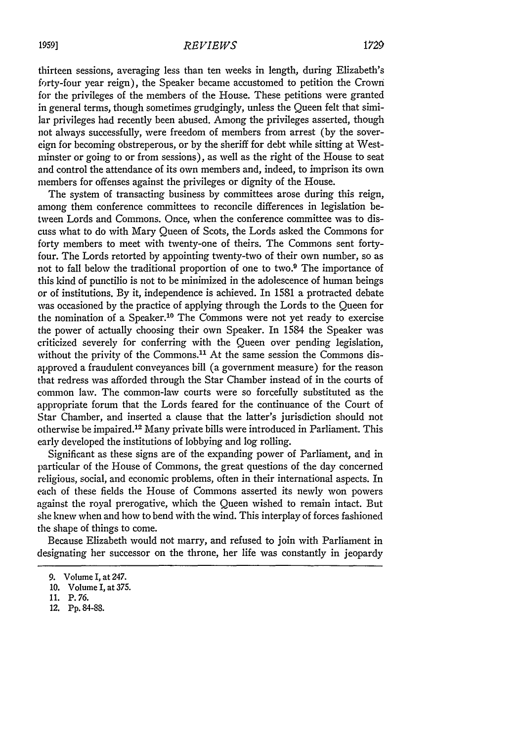thirteen sessions, averaging less than ten weeks in length, during Elizabeth's forty-four year reign), the Speaker became accustomed to petition the Crown for the privileges of the members of the House. These petitions were granted in general terms, though sometimes grudgingly, unless the Queen felt that similar privileges had recently been abused. Among the privileges asserted, though not always successfully, were freedom of members from arrest (by the sovereign for becoming obstreperous, or by the sheriff for debt while sitting at Westminster or going to or from sessions), as well as the right of the House to seat and control the attendance of its own members and, indeed, to imprison its own members for offenses against the privileges or dignity of the House.

The system of transacting business by committees arose during this reign, among them conference committees to reconcile differences in legislation between Lords and Commons. Once, when the conference committee was to discuss what to do with Mary Queen of Scots, the Lords asked the Commons for forty members to meet with twenty-one of theirs. The Commons sent forty-four. The Lords retorted by appointing twenty-two of their own number, so as not to fall below the traditional proportion of one to two.[9] The importance of this kind of punctilio is not to be minimized in the adolescence of human beings or of institutions. By it, independence is achieved. In 1581 a protracted debate was occasioned by the practice of applying through the Lords to the Queen for the nomination of a Speaker.[10] The Commons were not yet ready to exercise the power of actually choosing their own Speaker. In 1584 the Speaker was criticized severely for conferring with the Queen over pending legislation, without the privity of the Commons.[11] At the same session the Commons disapproved a fraudulent conveyances bill (a government measure) for the reason that redress was afforded through the Star Chamber instead of in the courts of common law. The common-law courts were so forcefully substituted as the appropriate forum that the Lords feared for the continuance of the Court of Star Chamber, and inserted a clause that the latter's jurisdiction should not otherwise be impaired.[12] Many private bills were introduced in Parliament. This early developed the institutions of lobbying and log rolling.

Significant as these signs are of the expanding power of Parliament, and in particular of the House of Commons, the great questions of the day concerned religious, social, and economic problems, often in their international aspects. In each of these fields the House of Commons asserted its newly won powers against the royal prerogative, which the Queen wished to remain intact. But she knew when and how to bend with the wind. This interplay of forces fashioned the shape of things to come.

Because Elizabeth would not marry, and refused to join with Parliament in designating her successor on the throne, her life was constantly in jeopardy

---

9. Volume I, at 247.
10. Volume I, at 375.
11. P. 76.
12. Pp. 84-88.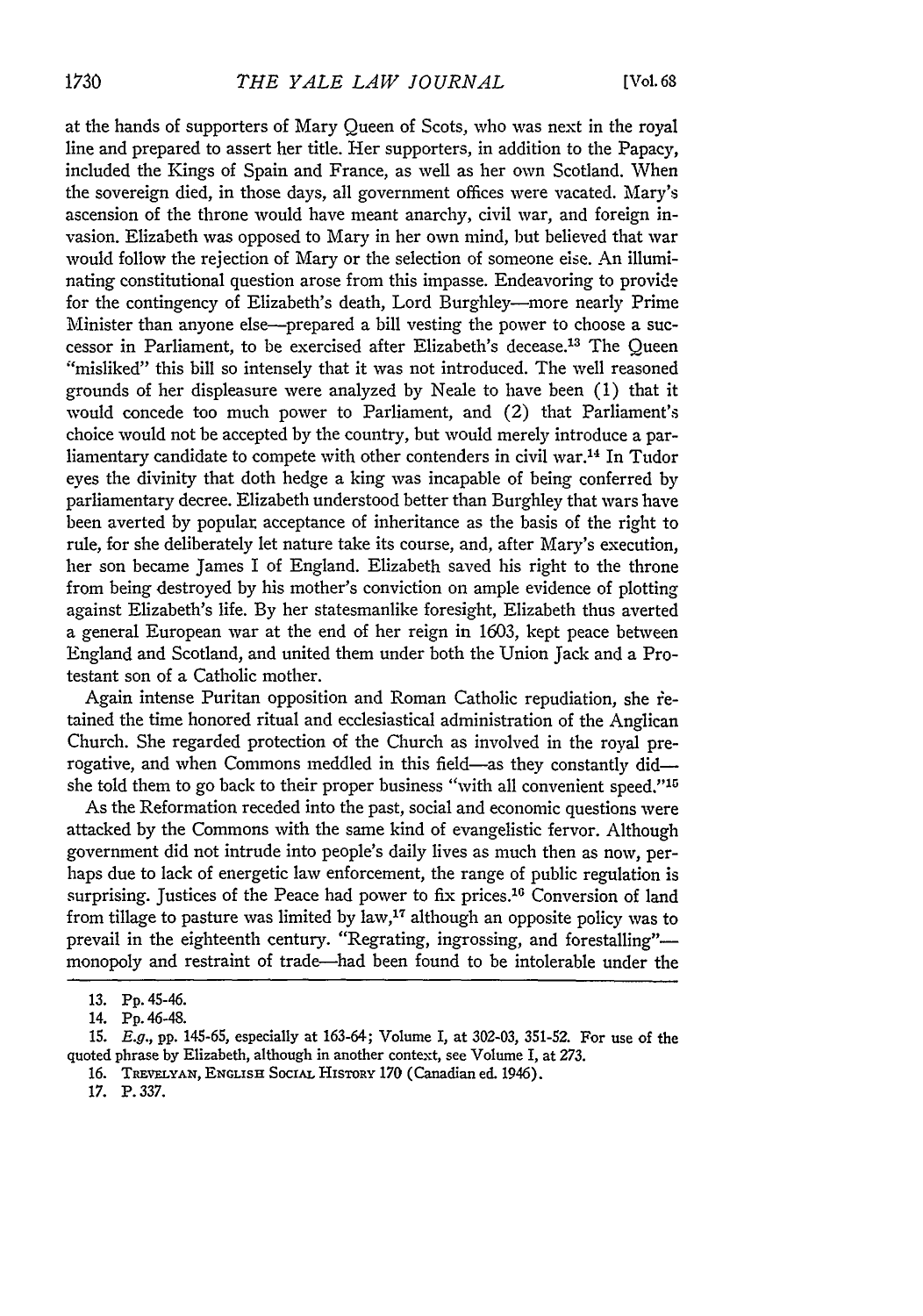at the hands of supporters of Mary Queen of Scots, who was next in the royal line and prepared to assert her title. Her supporters, in addition to the Papacy, included the Kings of Spain and France, as well as her own Scotland. When the sovereign died, in those days, all government offices were vacated. Mary's ascension of the throne would have meant anarchy, civil war, and foreign invasion. Elizabeth was opposed to Mary in her own mind, but believed that war would follow the rejection of Mary or the selection of someone else. An illuminating constitutional question arose from this impasse. Endeavoring to provide for the contingency of Elizabeth's death, Lord Burghley—more nearly Prime Minister than anyone else—prepared a bill vesting the power to choose a successor in Parliament, to be exercised after Elizabeth's decease.[13] The Queen "misliked" this bill so intensely that it was not introduced. The well reasoned grounds of her displeasure were analyzed by Neale to have been (1) that it would concede too much power to Parliament, and (2) that Parliament's choice would not be accepted by the country, but would merely introduce a parliamentary candidate to compete with other contenders in civil war.[14] In Tudor eyes the divinity that doth hedge a king was incapable of being conferred by parliamentary decree. Elizabeth understood better than Burghley that wars have been averted by popular acceptance of inheritance as the basis of the right to rule, for she deliberately let nature take its course, and, after Mary's execution, her son became James I of England. Elizabeth saved his right to the throne from being destroyed by his mother's conviction on ample evidence of plotting against Elizabeth's life. By her statesmanlike foresight, Elizabeth thus averted a general European war at the end of her reign in 1603, kept peace between England and Scotland, and united them under both the Union Jack and a Protestant son of a Catholic mother.

Again intense Puritan opposition and Roman Catholic repudiation, she retained the time honored ritual and ecclesiastical administration of the Anglican Church. She regarded protection of the Church as involved in the royal prerogative, and when Commons meddled in this field—as they constantly did—she told them to go back to their proper business "with all convenient speed."[15]

As the Reformation receded into the past, social and economic questions were attacked by the Commons with the same kind of evangelistic fervor. Although government did not intrude into people's daily lives as much then as now, perhaps due to lack of energetic law enforcement, the range of public regulation is surprising. Justices of the Peace had power to fix prices.[16] Conversion of land from tillage to pasture was limited by law,[17] although an opposite policy was to prevail in the eighteenth century. "Regrating, ingrossing, and forestalling"—monopoly and restraint of trade—had been found to be intolerable under the

---

13. Pp. 45-46.

14. Pp. 46-48.

15. *E.g.*, pp. 145-65, especially at 163-64; Volume I, at 302-03, 351-52. For use of the quoted phrase by Elizabeth, although in another context, see Volume I, at 273.

16. TREVELYAN, ENGLISH SOCIAL HISTORY 170 (Canadian ed. 1946).

17. P. 337.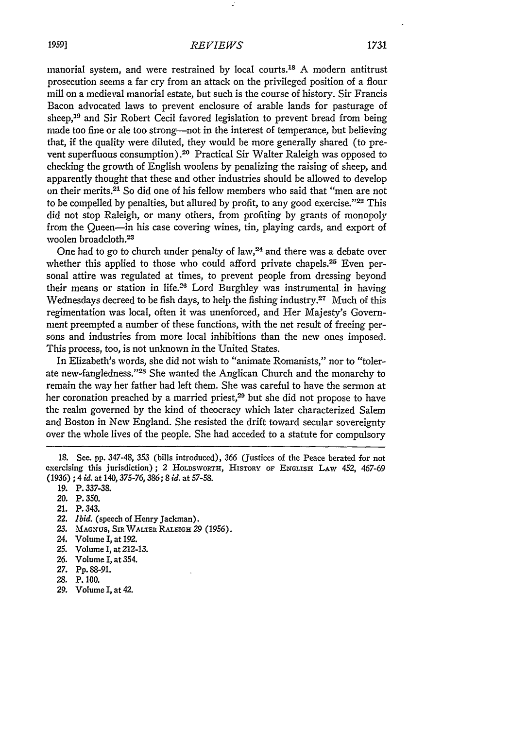manorial system, and were restrained by local courts.[18] A modern antitrust prosecution seems a far cry from an attack on the privileged position of a flour mill on a medieval manorial estate, but such is the course of history. Sir Francis Bacon advocated laws to prevent enclosure of arable lands for pasturage of sheep,[19] and Sir Robert Cecil favored legislation to prevent bread from being made too fine or ale too strong—not in the interest of temperance, but believing that, if the quality were diluted, they would be more generally shared (to prevent superfluous consumption).[20] Practical Sir Walter Raleigh was opposed to checking the growth of English woolens by penalizing the raising of sheep, and apparently thought that these and other industries should be allowed to develop on their merits.[21] So did one of his fellow members who said that "men are not to be compelled by penalties, but allured by profit, to any good exercise."[22] This did not stop Raleigh, or many others, from profiting by grants of monopoly from the Queen—in his case covering wines, tin, playing cards, and export of woolen broadcloth.[23]

One had to go to church under penalty of law,[24] and there was a debate over whether this applied to those who could afford private chapels.[25] Even personal attire was regulated at times, to prevent people from dressing beyond their means or station in life.[26] Lord Burghley was instrumental in having Wednesdays decreed to be fish days, to help the fishing industry.[27] Much of this regimentation was local, often it was unenforced, and Her Majesty's Government preempted a number of these functions, with the net result of freeing persons and industries from more local inhibitions than the new ones imposed. This process, too, is not unknown in the United States.

In Elizabeth's words, she did not wish to "animate Romanists," nor to "tolerate new-fangledness."[28] She wanted the Anglican Church and the monarchy to remain the way her father had left them. She was careful to have the sermon at her coronation preached by a married priest,[29] but she did not propose to have the realm governed by the kind of theocracy which later characterized Salem and Boston in New England. She resisted the drift toward secular sovereignty over the whole lives of the people. She had acceded to a statute for compulsory

---

18. See. pp. 347-48, 353 (bills introduced), 366 (Justices of the Peace berated for not exercising this jurisdiction); 2 HOLDSWORTH, HISTORY OF ENGLISH LAW 452, 467-69 (1936); 4 *id.* at 140, 375-76, 386; 8 *id.* at 57-58.

19. P. 337-38.

20. P. 350.

21. P. 343.

22. *Ibid.* (speech of Henry Jackman).

23. MAGNUS, SIR WALTER RALEIGH 29 (1956).

24. Volume I, at 192.

25. Volume I, at 212-13.

26. Volume I, at 354.

27. Pp. 88-91.

28. P. 100.

29. Volume I, at 42.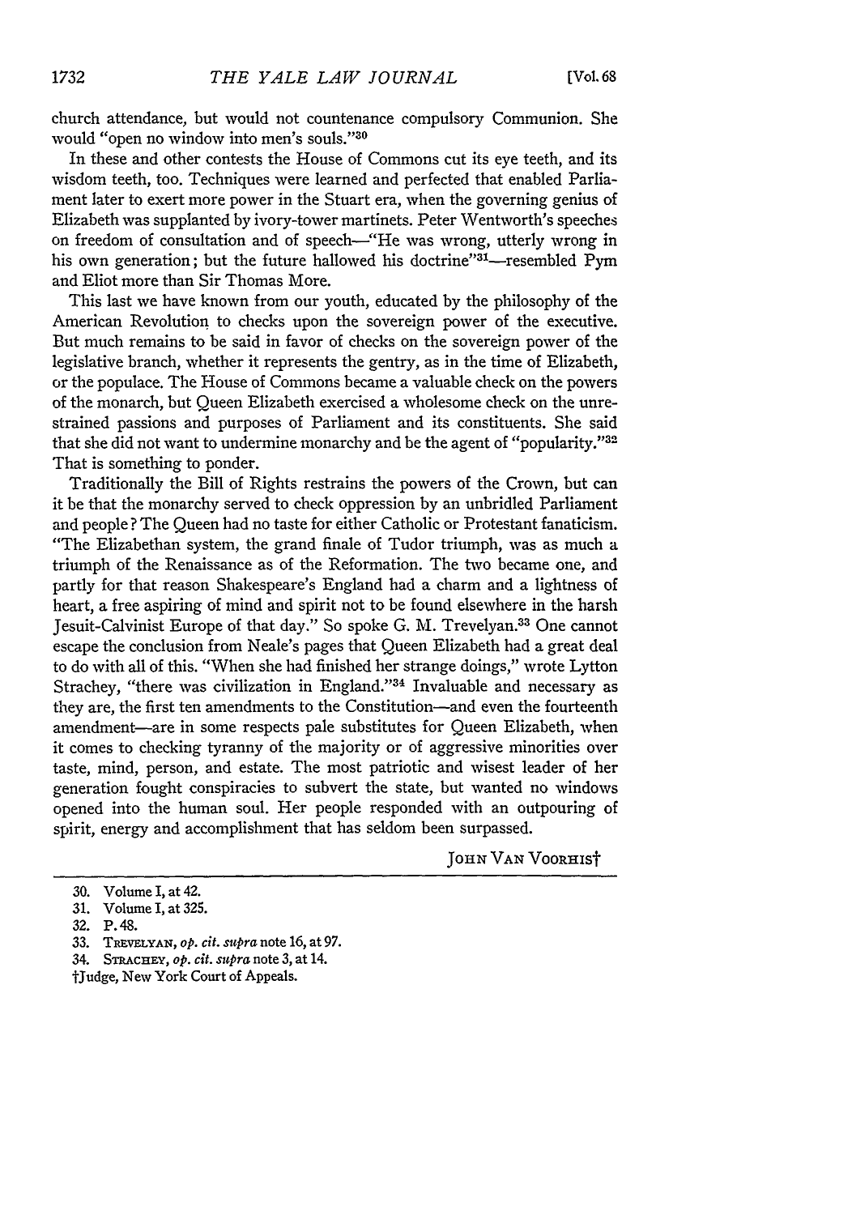church attendance, but would not countenance compulsory Communion. She would "open no window into men's souls."[30]

In these and other contests the House of Commons cut its eye teeth, and its wisdom teeth, too. Techniques were learned and perfected that enabled Parliament later to exert more power in the Stuart era, when the governing genius of Elizabeth was supplanted by ivory-tower martinets. Peter Wentworth's speeches on freedom of consultation and of speech—"He was wrong, utterly wrong in his own generation; but the future hallowed his doctrine"[31]—resembled Pym and Eliot more than Sir Thomas More.

This last we have known from our youth, educated by the philosophy of the American Revolution to checks upon the sovereign power of the executive. But much remains to be said in favor of checks on the sovereign power of the legislative branch, whether it represents the gentry, as in the time of Elizabeth, or the populace. The House of Commons became a valuable check on the powers of the monarch, but Queen Elizabeth exercised a wholesome check on the unrestrained passions and purposes of Parliament and its constituents. She said that she did not want to undermine monarchy and be the agent of "popularity."[32] That is something to ponder.

Traditionally the Bill of Rights restrains the powers of the Crown, but can it be that the monarchy served to check oppression by an unbridled Parliament and people? The Queen had no taste for either Catholic or Protestant fanaticism. "The Elizabethan system, the grand finale of Tudor triumph, was as much a triumph of the Renaissance as of the Reformation. The two became one, and partly for that reason Shakespeare's England had a charm and a lightness of heart, a free aspiring of mind and spirit not to be found elsewhere in the harsh Jesuit-Calvinist Europe of that day." So spoke G. M. Trevelyan.[33] One cannot escape the conclusion from Neale's pages that Queen Elizabeth had a great deal to do with all of this. "When she had finished her strange doings," wrote Lytton Strachey, "there was civilization in England."[34] Invaluable and necessary as they are, the first ten amendments to the Constitution—and even the fourteenth amendment—are in some respects pale substitutes for Queen Elizabeth, when it comes to checking tyranny of the majority or of aggressive minorities over taste, mind, person, and estate. The most patriotic and wisest leader of her generation fought conspiracies to subvert the state, but wanted no windows opened into the human soul. Her people responded with an outpouring of spirit, energy and accomplishment that has seldom been surpassed.

JOHN VAN VOORHIS†

30. Volume I, at 42.

31. Volume I, at 325.

32. P. 48.

33. TREVELYAN, *op. cit. supra* note 16, at 97.

34. STRACHEY, *op. cit. supra* note 3, at 14.

†Judge, New York Court of Appeals.